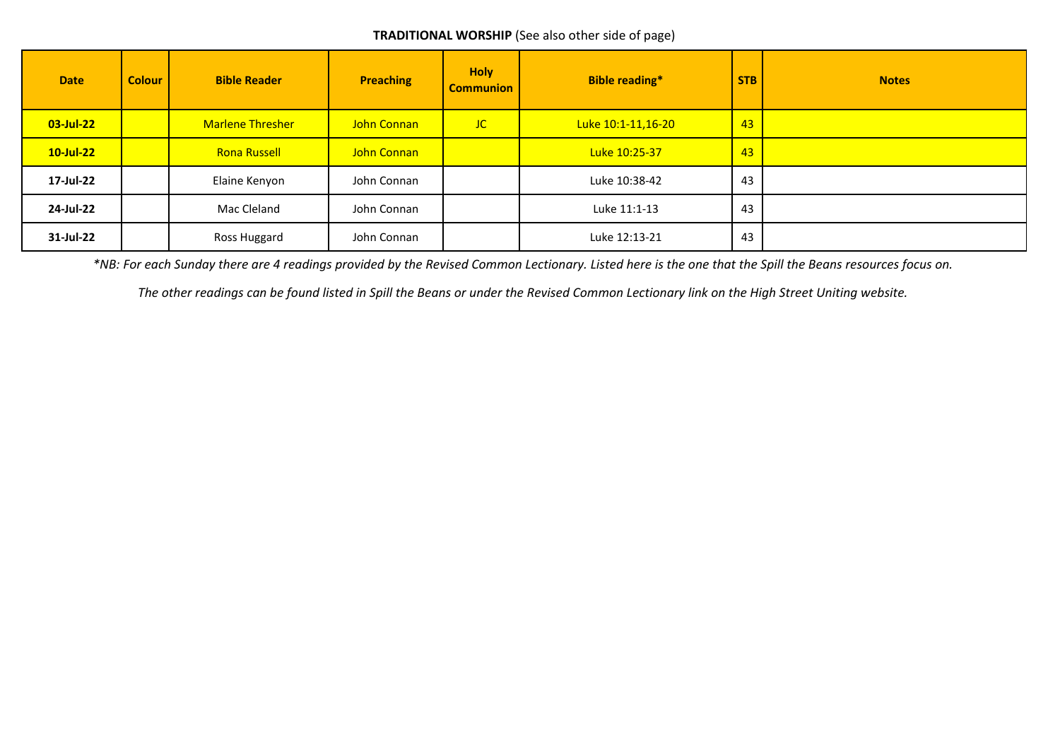**TRADITIONAL WORSHIP** (See also other side of page)

| Date | Colour | Bible Reader | Preaching | Holy Communion | Bible reading* | STB | Notes |
|---|---|---|---|---|---|---|---|
| **03-Jul-22** | | Marlene Thresher | John Connan | JC | Luke 10:1-11,16-20 | 43 | |
| **10-Jul-22** | | Rona Russell | John Connan | | Luke 10:25-37 | 43 | |
| **17-Jul-22** | | Elaine Kenyon | John Connan | | Luke 10:38-42 | 43 | |
| **24-Jul-22** | | Mac Cleland | John Connan | | Luke 11:1-13 | 43 | |
| **31-Jul-22** | | Ross Huggard | John Connan | | Luke 12:13-21 | 43 | |

*\*NB: For each Sunday there are 4 readings provided by the Revised Common Lectionary. Listed here is the one that the Spill the Beans resources focus on.*

*The other readings can be found listed in Spill the Beans or under the Revised Common Lectionary link on the High Street Uniting website.*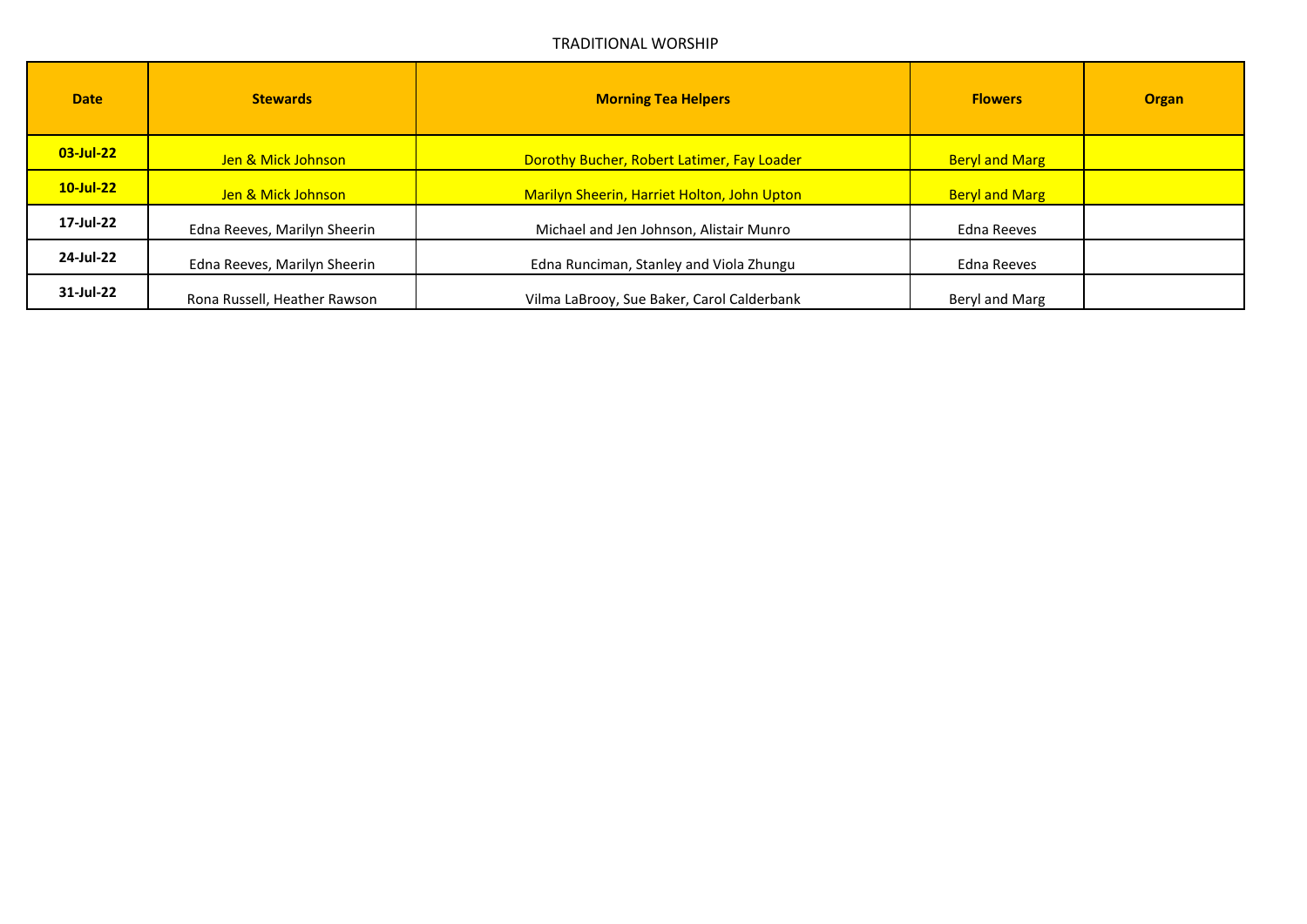TRADITIONAL WORSHIP

| Date | Stewards | Morning Tea Helpers | Flowers | Organ |
| --- | --- | --- | --- | --- |
| 03-Jul-22 | Jen & Mick Johnson | Dorothy Bucher, Robert Latimer, Fay Loader | Beryl and Marg | |
| 10-Jul-22 | Jen & Mick Johnson | Marilyn Sheerin, Harriet Holton, John Upton | Beryl and Marg | |
| 17-Jul-22 | Edna Reeves, Marilyn Sheerin | Michael and Jen Johnson, Alistair Munro | Edna Reeves | |
| 24-Jul-22 | Edna Reeves, Marilyn Sheerin | Edna Runciman, Stanley and Viola Zhungu | Edna Reeves | |
| 31-Jul-22 | Rona Russell, Heather Rawson | Vilma LaBrooy, Sue Baker, Carol Calderbank | Beryl and Marg | |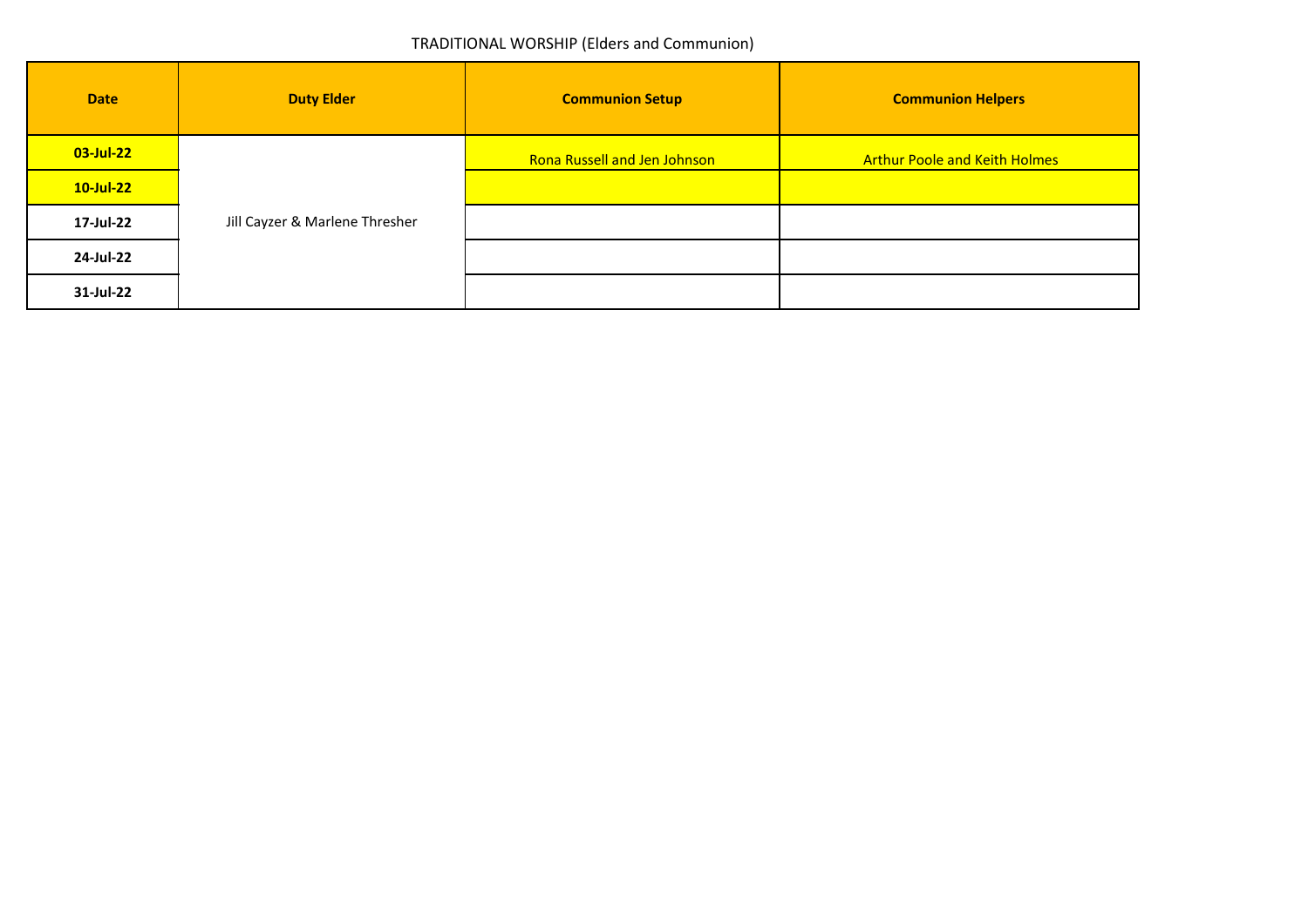TRADITIONAL WORSHIP (Elders and Communion)

| Date | Duty Elder | Communion Setup | Communion Helpers |
|---|---|---|---|
| 03-Jul-22 | Jill Cayzer & Marlene Thresher | Rona Russell and Jen Johnson | Arthur Poole and Keith Holmes |
| 10-Jul-22 | | | |
| 17-Jul-22 | | | |
| 24-Jul-22 | | | |
| 31-Jul-22 | | | |